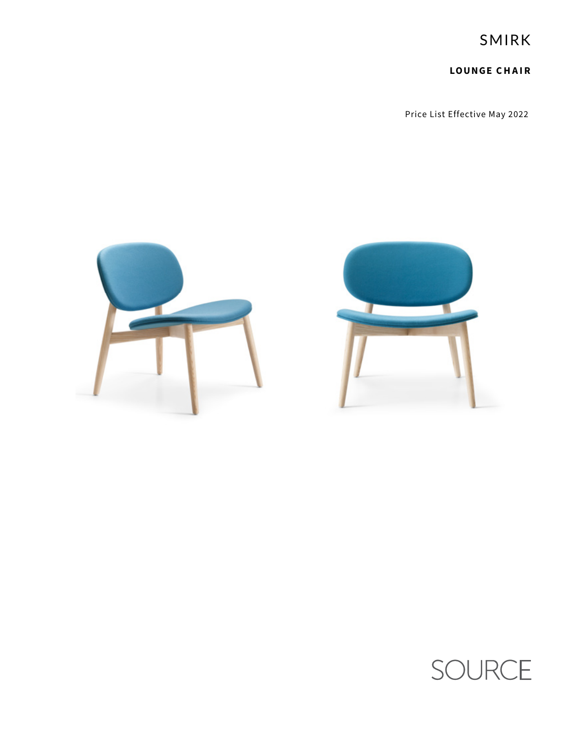# SMIRK

## LOUNGE CHAIR

Price List Effective May 2022

SOURCE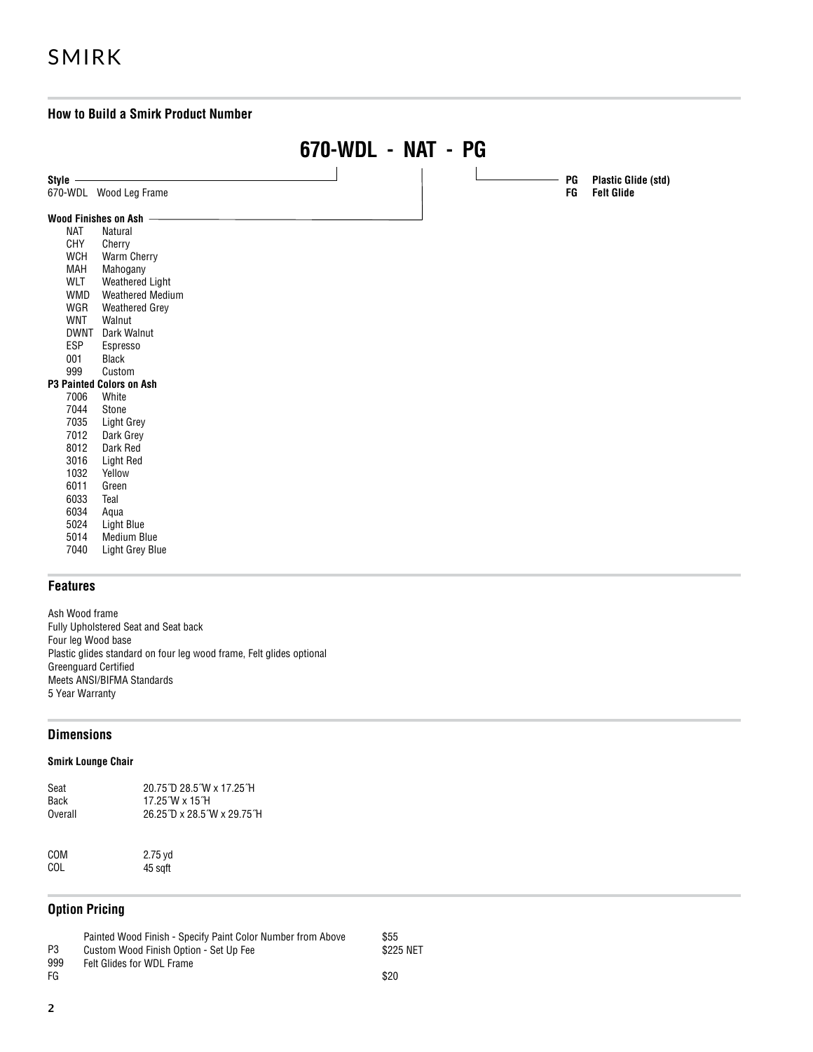# SMIRK

## How to Build a Smirk Product Number

**670-WDL - NAT - PG**

**Style**

670-WDL Wood Leg Frame

**Wood Finishes on Ash**

| Code | Finish |
| --- | --- |
| NAT | Natural |
| CHY | Cherry |
| WCH | Warm Cherry |
| MAH | Mahogany |
| WLT | Weathered Light |
| WMD | Weathered Medium |
| WGR | Weathered Grey |
| WNT | Walnut |
| DWNT | Dark Walnut |
| ESP | Espresso |
| 001 | Black |
| 999 | Custom |

**P3 Painted Colors on Ash**

| Code | Color |
| --- | --- |
| 7006 | White |
| 7044 | Stone |
| 7035 | Light Grey |
| 7012 | Dark Grey |
| 8012 | Dark Red |
| 3016 | Light Red |
| 1032 | Yellow |
| 6011 | Green |
| 6033 | Teal |
| 6034 | Aqua |
| 5024 | Light Blue |
| 5014 | Medium Blue |
| 7040 | Light Grey Blue |

**Glides**

| Code | Glide |
| --- | --- |
| **PG** | **Plastic Glide (std)** |
| **FG** | **Felt Glide** |

## Features

Ash Wood frame
Fully Upholstered Seat and Seat back
Four leg Wood base
Plastic glides standard on four leg wood frame, Felt glides optional
Greenguard Certified
Meets ANSI/BIFMA Standards
5 Year Warranty

## Dimensions

### Smirk Lounge Chair

| | |
| --- | --- |
| Seat | 20.75˝D 28.5˝W x 17.25˝H |
| Back | 17.25˝W x 15˝H |
| Overall | 26.25˝D x 28.5˝W x 29.75˝H |

| | |
| --- | --- |
| COM | 2.75 yd |
| COL | 45 sqft |

## Option Pricing

| Code | Option | Price |
| --- | --- | --- |
| P3 | Painted Wood Finish - Specify Paint Color Number from Above | $55 |
| 999 | Custom Wood Finish Option - Set Up Fee | $225 NET |
| FG | Felt Glides for WDL Frame | $20 |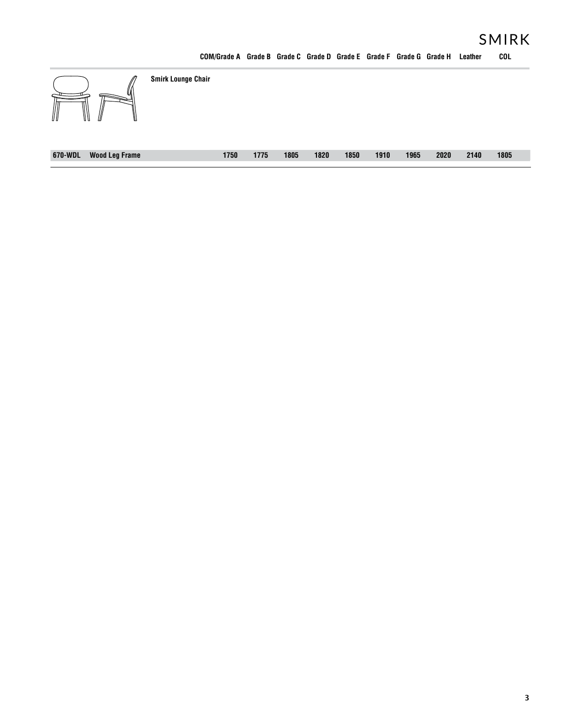# SMIRK

| | | COM/Grade A | Grade B | Grade C | Grade D | Grade E | Grade F | Grade G | Grade H | Leather | COL |
|---|---|---|---|---|---|---|---|---|---|---|---|
| **Smirk Lounge Chair** | | | | | | | | | | | |
| 670-WDL | Wood Leg Frame | 1750 | 1775 | 1805 | 1820 | 1850 | 1910 | 1965 | 2020 | 2140 | 1805 |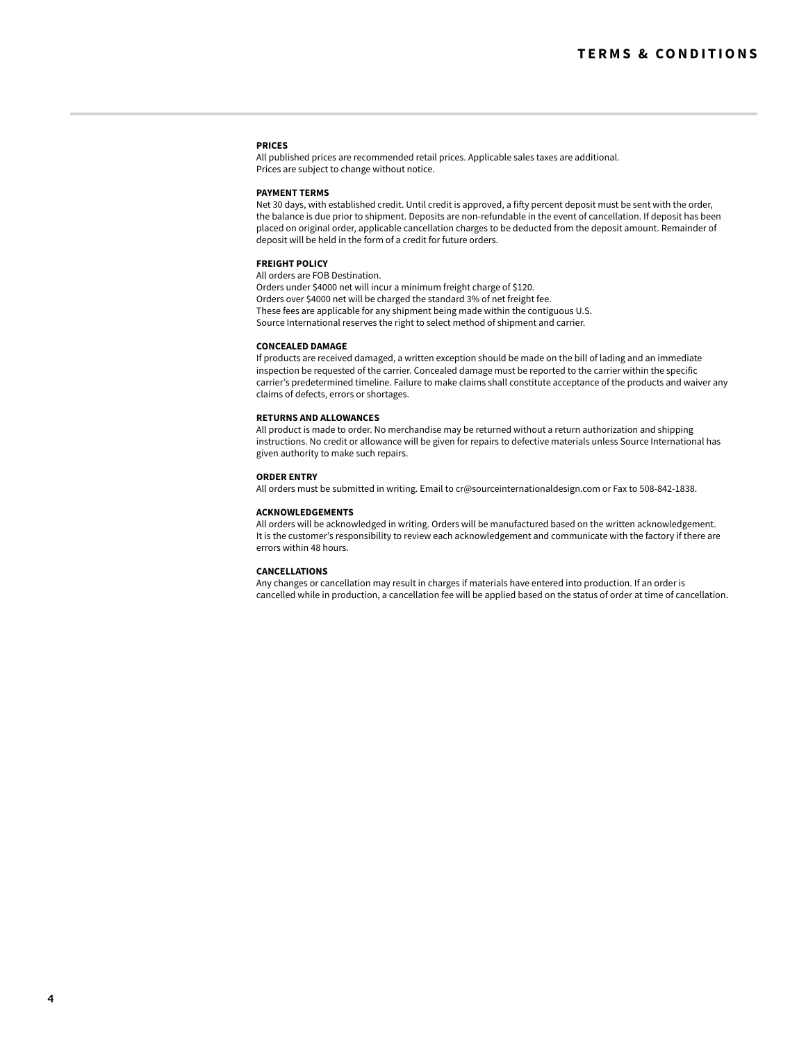# TERMS & CONDITIONS

**PRICES**
All published prices are recommended retail prices. Applicable sales taxes are additional.
Prices are subject to change without notice.

**PAYMENT TERMS**
Net 30 days, with established credit. Until credit is approved, a fifty percent deposit must be sent with the order, the balance is due prior to shipment. Deposits are non-refundable in the event of cancellation. If deposit has been placed on original order, applicable cancellation charges to be deducted from the deposit amount. Remainder of deposit will be held in the form of a credit for future orders.

**FREIGHT POLICY**
All orders are FOB Destination.
Orders under $4000 net will incur a minimum freight charge of $120.
Orders over $4000 net will be charged the standard 3% of net freight fee.
These fees are applicable for any shipment being made within the contiguous U.S.
Source International reserves the right to select method of shipment and carrier.

**CONCEALED DAMAGE**
If products are received damaged, a written exception should be made on the bill of lading and an immediate inspection be requested of the carrier. Concealed damage must be reported to the carrier within the specific carrier's predetermined timeline. Failure to make claims shall constitute acceptance of the products and waiver any claims of defects, errors or shortages.

**RETURNS AND ALLOWANCES**
All product is made to order. No merchandise may be returned without a return authorization and shipping instructions. No credit or allowance will be given for repairs to defective materials unless Source International has given authority to make such repairs.

**ORDER ENTRY**
All orders must be submitted in writing. Email to cr@sourceinternationaldesign.com or Fax to 508-842-1838.

**ACKNOWLEDGEMENTS**
All orders will be acknowledged in writing. Orders will be manufactured based on the written acknowledgement. It is the customer's responsibility to review each acknowledgement and communicate with the factory if there are errors within 48 hours.

**CANCELLATIONS**
Any changes or cancellation may result in charges if materials have entered into production. If an order is cancelled while in production, a cancellation fee will be applied based on the status of order at time of cancellation.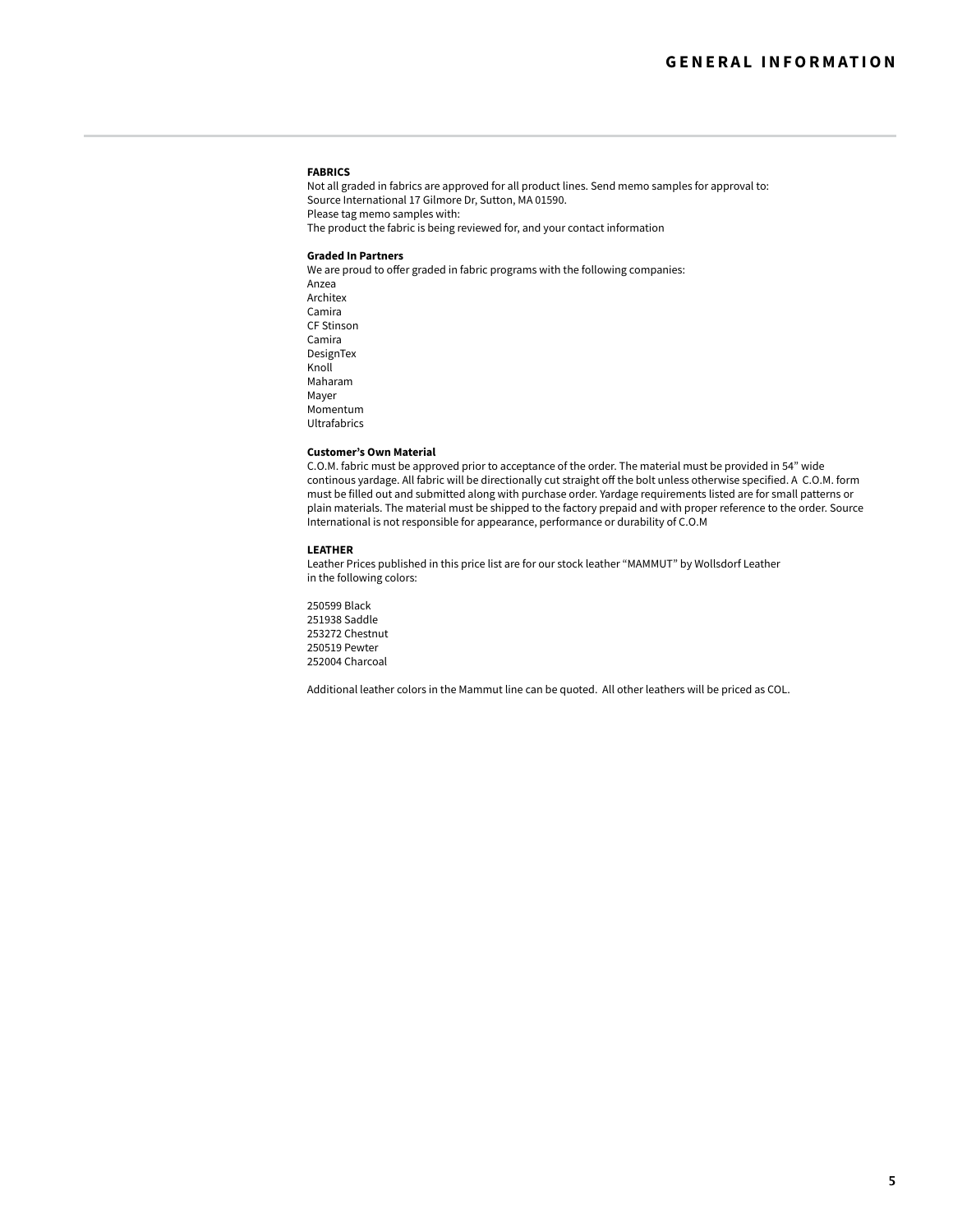# GENERAL INFORMATION

**FABRICS**

Not all graded in fabrics are approved for all product lines. Send memo samples for approval to:
Source International 17 Gilmore Dr, Sutton, MA 01590.
Please tag memo samples with:
The product the fabric is being reviewed for, and your contact information

**Graded In Partners**

We are proud to offer graded in fabric programs with the following companies:
Anzea
Architex
Camira
CF Stinson
Camira
DesignTex
Knoll
Maharam
Mayer
Momentum
Ultrafabrics

**Customer's Own Material**

C.O.M. fabric must be approved prior to acceptance of the order. The material must be provided in 54" wide continous yardage. All fabric will be directionally cut straight off the bolt unless otherwise specified. A C.O.M. form must be filled out and submitted along with purchase order. Yardage requirements listed are for small patterns or plain materials. The material must be shipped to the factory prepaid and with proper reference to the order. Source International is not responsible for appearance, performance or durability of C.O.M

**LEATHER**

Leather Prices published in this price list are for our stock leather "MAMMUT" by Wollsdorf Leather in the following colors:

250599 Black
251938 Saddle
253272 Chestnut
250519 Pewter
252004 Charcoal

Additional leather colors in the Mammut line can be quoted. All other leathers will be priced as COL.